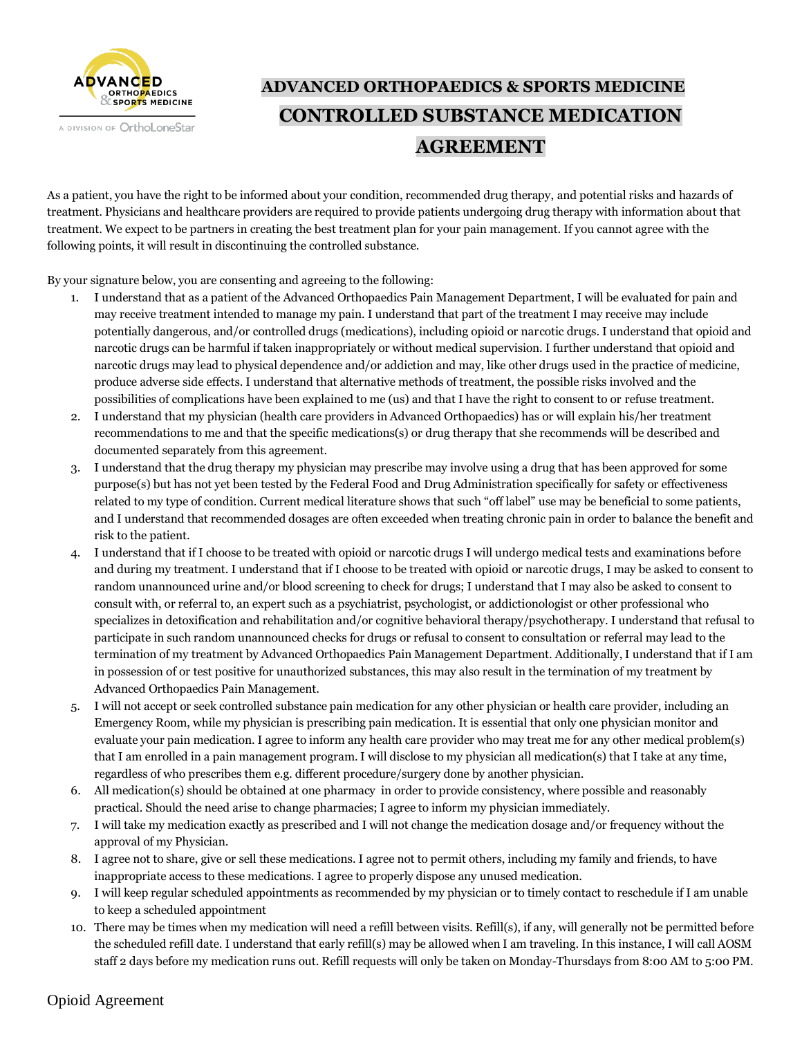# ADVANCED ORTHOPAEDICS & SPORTS MEDICINE
# CONTROLLED SUBSTANCE MEDICATION AGREEMENT

As a patient, you have the right to be informed about your condition, recommended drug therapy, and potential risks and hazards of treatment. Physicians and healthcare providers are required to provide patients undergoing drug therapy with information about that treatment. We expect to be partners in creating the best treatment plan for your pain management. If you cannot agree with the following points, it will result in discontinuing the controlled substance.

By your signature below, you are consenting and agreeing to the following:

1. I understand that as a patient of the Advanced Orthopaedics Pain Management Department, I will be evaluated for pain and may receive treatment intended to manage my pain. I understand that part of the treatment I may receive may include potentially dangerous, and/or controlled drugs (medications), including opioid or narcotic drugs. I understand that opioid and narcotic drugs can be harmful if taken inappropriately or without medical supervision. I further understand that opioid and narcotic drugs may lead to physical dependence and/or addiction and may, like other drugs used in the practice of medicine, produce adverse side effects. I understand that alternative methods of treatment, the possible risks involved and the possibilities of complications have been explained to me (us) and that I have the right to consent to or refuse treatment.
2. I understand that my physician (health care providers in Advanced Orthopaedics) has or will explain his/her treatment recommendations to me and that the specific medications(s) or drug therapy that she recommends will be described and documented separately from this agreement.
3. I understand that the drug therapy my physician may prescribe may involve using a drug that has been approved for some purpose(s) but has not yet been tested by the Federal Food and Drug Administration specifically for safety or effectiveness related to my type of condition. Current medical literature shows that such "off label" use may be beneficial to some patients, and I understand that recommended dosages are often exceeded when treating chronic pain in order to balance the benefit and risk to the patient.
4. I understand that if I choose to be treated with opioid or narcotic drugs I will undergo medical tests and examinations before and during my treatment. I understand that if I choose to be treated with opioid or narcotic drugs, I may be asked to consent to random unannounced urine and/or blood screening to check for drugs; I understand that I may also be asked to consent to consult with, or referral to, an expert such as a psychiatrist, psychologist, or addictionologist or other professional who specializes in detoxification and rehabilitation and/or cognitive behavioral therapy/psychotherapy. I understand that refusal to participate in such random unannounced checks for drugs or refusal to consent to consultation or referral may lead to the termination of my treatment by Advanced Orthopaedics Pain Management Department. Additionally, I understand that if I am in possession of or test positive for unauthorized substances, this may also result in the termination of my treatment by Advanced Orthopaedics Pain Management.
5. I will not accept or seek controlled substance pain medication for any other physician or health care provider, including an Emergency Room, while my physician is prescribing pain medication. It is essential that only one physician monitor and evaluate your pain medication. I agree to inform any health care provider who may treat me for any other medical problem(s) that I am enrolled in a pain management program. I will disclose to my physician all medication(s) that I take at any time, regardless of who prescribes them e.g. different procedure/surgery done by another physician.
6. All medication(s) should be obtained at one pharmacy in order to provide consistency, where possible and reasonably practical. Should the need arise to change pharmacies; I agree to inform my physician immediately.
7. I will take my medication exactly as prescribed and I will not change the medication dosage and/or frequency without the approval of my Physician.
8. I agree not to share, give or sell these medications. I agree not to permit others, including my family and friends, to have inappropriate access to these medications. I agree to properly dispose any unused medication.
9. I will keep regular scheduled appointments as recommended by my physician or to timely contact to reschedule if I am unable to keep a scheduled appointment
10. There may be times when my medication will need a refill between visits. Refill(s), if any, will generally not be permitted before the scheduled refill date. I understand that early refill(s) may be allowed when I am traveling. In this instance, I will call AOSM staff 2 days before my medication runs out. Refill requests will only be taken on Monday-Thursdays from 8:00 AM to 5:00 PM.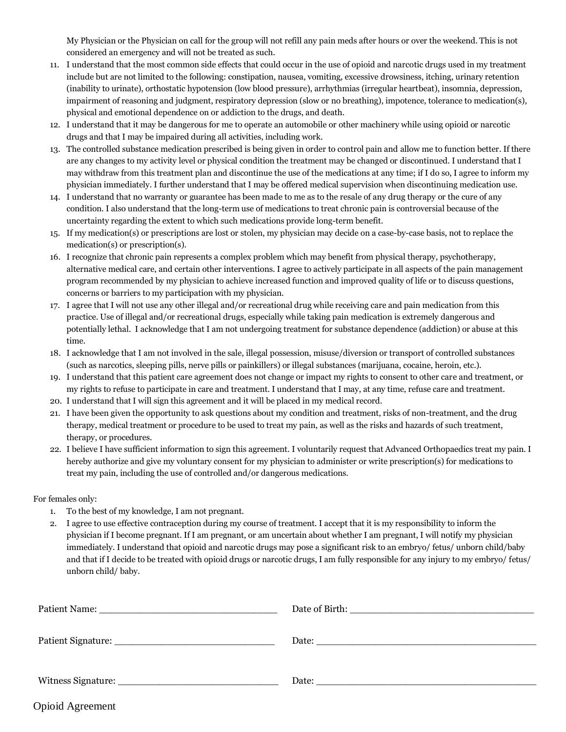My Physician or the Physician on call for the group will not refill any pain meds after hours or over the weekend. This is not considered an emergency and will not be treated as such.

11. I understand that the most common side effects that could occur in the use of opioid and narcotic drugs used in my treatment include but are not limited to the following: constipation, nausea, vomiting, excessive drowsiness, itching, urinary retention (inability to urinate), orthostatic hypotension (low blood pressure), arrhythmias (irregular heartbeat), insomnia, depression, impairment of reasoning and judgment, respiratory depression (slow or no breathing), impotence, tolerance to medication(s), physical and emotional dependence on or addiction to the drugs, and death.
12. I understand that it may be dangerous for me to operate an automobile or other machinery while using opioid or narcotic drugs and that I may be impaired during all activities, including work.
13. The controlled substance medication prescribed is being given in order to control pain and allow me to function better. If there are any changes to my activity level or physical condition the treatment may be changed or discontinued. I understand that I may withdraw from this treatment plan and discontinue the use of the medications at any time; if I do so, I agree to inform my physician immediately. I further understand that I may be offered medical supervision when discontinuing medication use.
14. I understand that no warranty or guarantee has been made to me as to the resale of any drug therapy or the cure of any condition. I also understand that the long-term use of medications to treat chronic pain is controversial because of the uncertainty regarding the extent to which such medications provide long-term benefit.
15. If my medication(s) or prescriptions are lost or stolen, my physician may decide on a case-by-case basis, not to replace the medication(s) or prescription(s).
16. I recognize that chronic pain represents a complex problem which may benefit from physical therapy, psychotherapy, alternative medical care, and certain other interventions. I agree to actively participate in all aspects of the pain management program recommended by my physician to achieve increased function and improved quality of life or to discuss questions, concerns or barriers to my participation with my physician.
17. I agree that I will not use any other illegal and/or recreational drug while receiving care and pain medication from this practice. Use of illegal and/or recreational drugs, especially while taking pain medication is extremely dangerous and potentially lethal. I acknowledge that I am not undergoing treatment for substance dependence (addiction) or abuse at this time.
18. I acknowledge that I am not involved in the sale, illegal possession, misuse/diversion or transport of controlled substances (such as narcotics, sleeping pills, nerve pills or painkillers) or illegal substances (marijuana, cocaine, heroin, etc.).
19. I understand that this patient care agreement does not change or impact my rights to consent to other care and treatment, or my rights to refuse to participate in care and treatment. I understand that I may, at any time, refuse care and treatment.
20. I understand that I will sign this agreement and it will be placed in my medical record.
21. I have been given the opportunity to ask questions about my condition and treatment, risks of non-treatment, and the drug therapy, medical treatment or procedure to be used to treat my pain, as well as the risks and hazards of such treatment, therapy, or procedures.
22. I believe I have sufficient information to sign this agreement. I voluntarily request that Advanced Orthopaedics treat my pain. I hereby authorize and give my voluntary consent for my physician to administer or write prescription(s) for medications to treat my pain, including the use of controlled and/or dangerous medications.

For females only:

1. To the best of my knowledge, I am not pregnant.
2. I agree to use effective contraception during my course of treatment. I accept that it is my responsibility to inform the physician if I become pregnant. If I am pregnant, or am uncertain about whether I am pregnant, I will notify my physician immediately. I understand that opioid and narcotic drugs may pose a significant risk to an embryo/ fetus/ unborn child/baby and that if I decide to be treated with opioid drugs or narcotic drugs, I am fully responsible for any injury to my embryo/ fetus/ unborn child/ baby.

Patient Name: ______________________________ Date of Birth: ______________________________

Patient Signature: ______________________________ Date: ______________________________

Witness Signature: ______________________________ Date: ______________________________

Opioid Agreement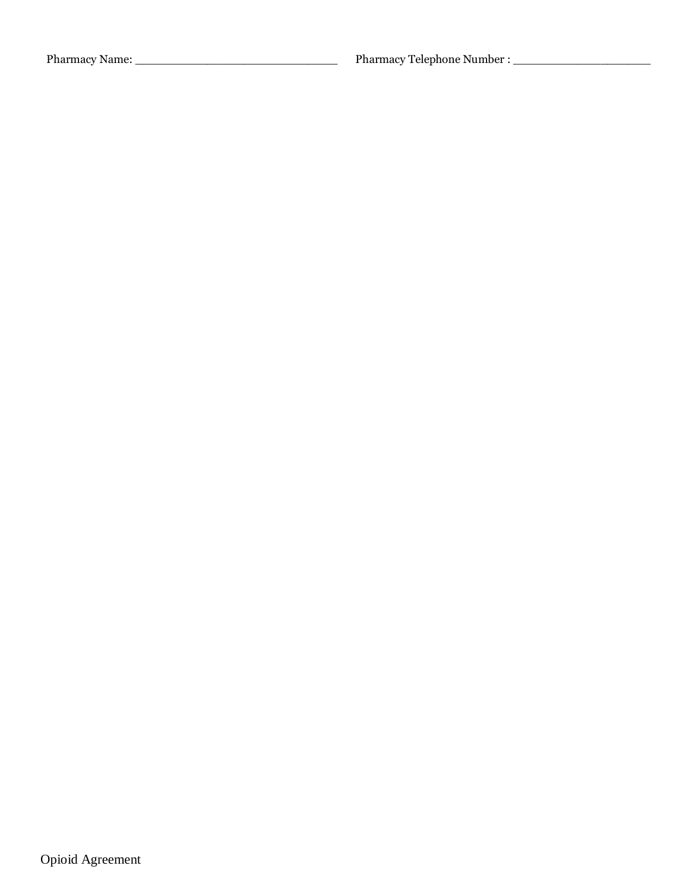Pharmacy Name: _______________________________ Pharmacy Telephone Number : _____________________